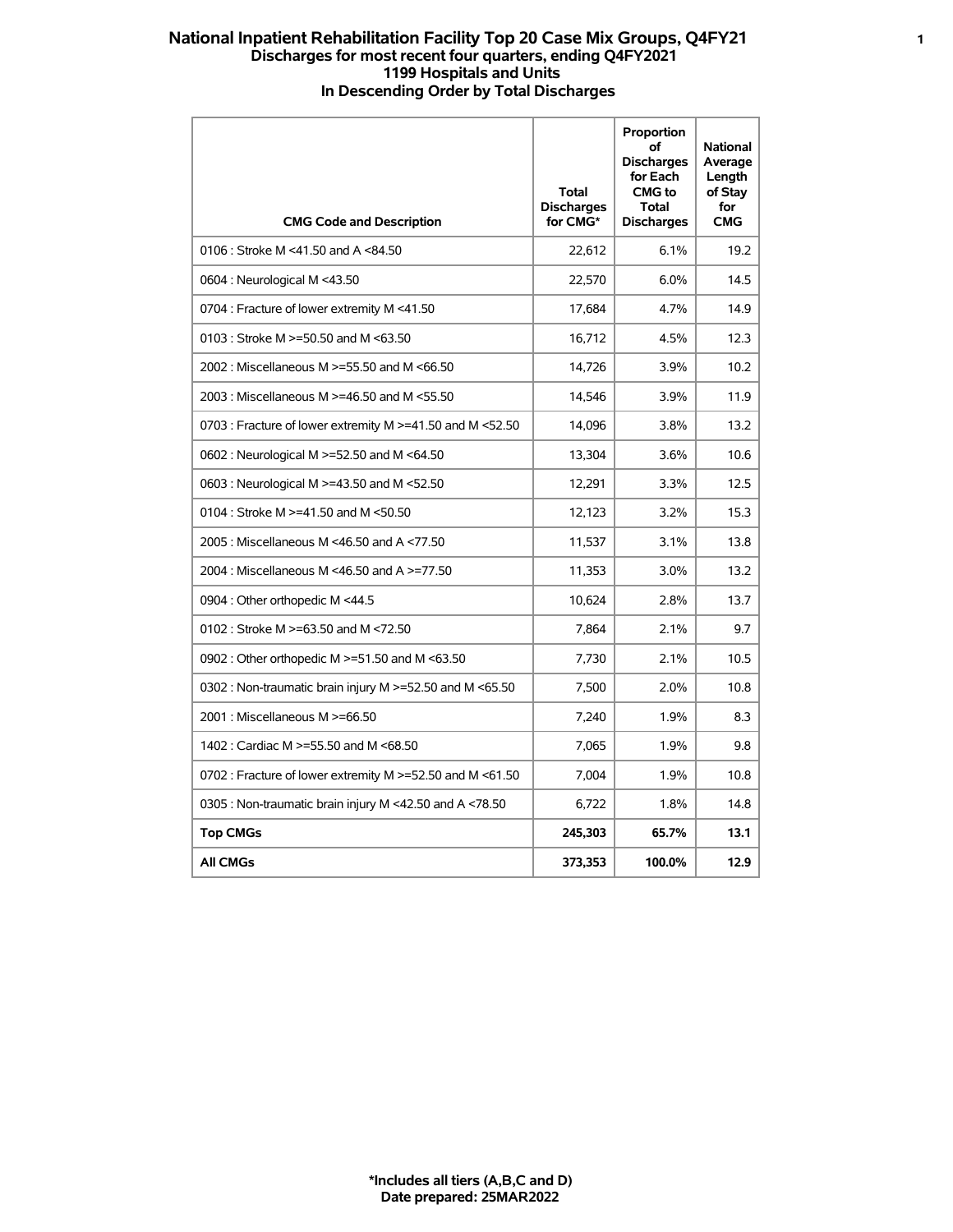# National Inpatient Rehabilitation Facility Top 20 Case Mix Groups, Q4FY21

**Discharges for most recent four quarters, ending Q4FY2021**
**1199 Hospitals and Units**
**In Descending Order by Total Discharges**

| CMG Code and Description | Total Discharges for CMG* | Proportion of Discharges for Each CMG to Total Discharges | National Average Length of Stay for CMG |
|---|---|---|---|
| 0106 : Stroke M <41.50 and A <84.50 | 22,612 | 6.1% | 19.2 |
| 0604 : Neurological M <43.50 | 22,570 | 6.0% | 14.5 |
| 0704 : Fracture of lower extremity M <41.50 | 17,684 | 4.7% | 14.9 |
| 0103 : Stroke M >=50.50 and M <63.50 | 16,712 | 4.5% | 12.3 |
| 2002 : Miscellaneous M >=55.50 and M <66.50 | 14,726 | 3.9% | 10.2 |
| 2003 : Miscellaneous M >=46.50 and M <55.50 | 14,546 | 3.9% | 11.9 |
| 0703 : Fracture of lower extremity M >=41.50 and M <52.50 | 14,096 | 3.8% | 13.2 |
| 0602 : Neurological M >=52.50 and M <64.50 | 13,304 | 3.6% | 10.6 |
| 0603 : Neurological M >=43.50 and M <52.50 | 12,291 | 3.3% | 12.5 |
| 0104 : Stroke M >=41.50 and M <50.50 | 12,123 | 3.2% | 15.3 |
| 2005 : Miscellaneous M <46.50 and A <77.50 | 11,537 | 3.1% | 13.8 |
| 2004 : Miscellaneous M <46.50 and A >=77.50 | 11,353 | 3.0% | 13.2 |
| 0904 : Other orthopedic M <44.5 | 10,624 | 2.8% | 13.7 |
| 0102 : Stroke M >=63.50 and M <72.50 | 7,864 | 2.1% | 9.7 |
| 0902 : Other orthopedic M >=51.50 and M <63.50 | 7,730 | 2.1% | 10.5 |
| 0302 : Non-traumatic brain injury M >=52.50 and M <65.50 | 7,500 | 2.0% | 10.8 |
| 2001 : Miscellaneous M >=66.50 | 7,240 | 1.9% | 8.3 |
| 1402 : Cardiac M >=55.50 and M <68.50 | 7,065 | 1.9% | 9.8 |
| 0702 : Fracture of lower extremity M >=52.50 and M <61.50 | 7,004 | 1.9% | 10.8 |
| 0305 : Non-traumatic brain injury M <42.50 and A <78.50 | 6,722 | 1.8% | 14.8 |
| **Top CMGs** | **245,303** | **65.7%** | **13.1** |
| **All CMGs** | **373,353** | **100.0%** | **12.9** |

**\*Includes all tiers (A,B,C and D)**
**Date prepared: 25MAR2022**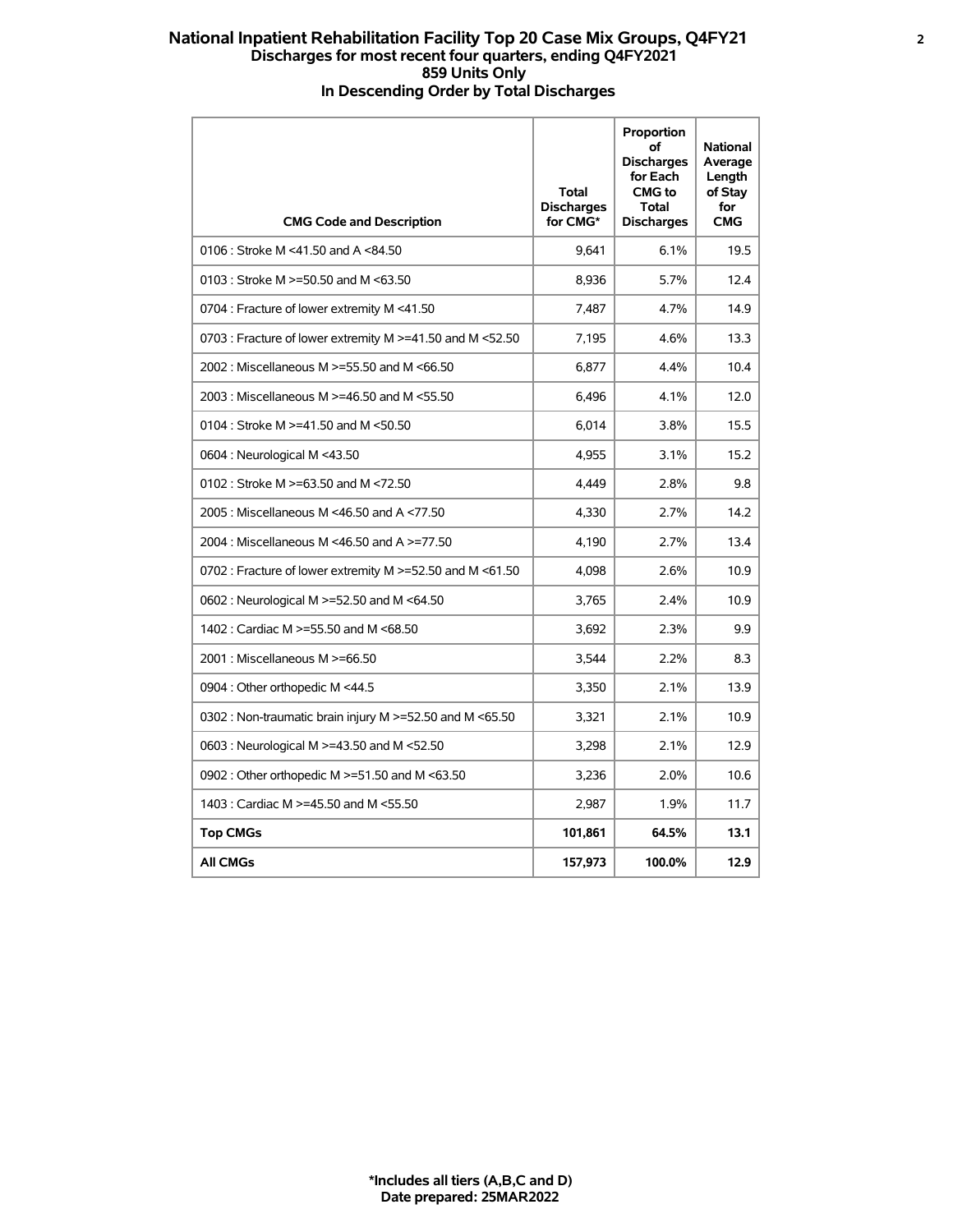# National Inpatient Rehabilitation Facility Top 20 Case Mix Groups, Q4FY21

**Discharges for most recent four quarters, ending Q4FY2021**

**859 Units Only**

**In Descending Order by Total Discharges**

| CMG Code and Description | Total Discharges for CMG* | Proportion of Discharges for Each CMG to Total Discharges | National Average Length of Stay for CMG |
|---|---|---|---|
| 0106 : Stroke M <41.50 and A <84.50 | 9,641 | 6.1% | 19.5 |
| 0103 : Stroke M >=50.50 and M <63.50 | 8,936 | 5.7% | 12.4 |
| 0704 : Fracture of lower extremity M <41.50 | 7,487 | 4.7% | 14.9 |
| 0703 : Fracture of lower extremity M >=41.50 and M <52.50 | 7,195 | 4.6% | 13.3 |
| 2002 : Miscellaneous M >=55.50 and M <66.50 | 6,877 | 4.4% | 10.4 |
| 2003 : Miscellaneous M >=46.50 and M <55.50 | 6,496 | 4.1% | 12.0 |
| 0104 : Stroke M >=41.50 and M <50.50 | 6,014 | 3.8% | 15.5 |
| 0604 : Neurological M <43.50 | 4,955 | 3.1% | 15.2 |
| 0102 : Stroke M >=63.50 and M <72.50 | 4,449 | 2.8% | 9.8 |
| 2005 : Miscellaneous M <46.50 and A <77.50 | 4,330 | 2.7% | 14.2 |
| 2004 : Miscellaneous M <46.50 and A >=77.50 | 4,190 | 2.7% | 13.4 |
| 0702 : Fracture of lower extremity M >=52.50 and M <61.50 | 4,098 | 2.6% | 10.9 |
| 0602 : Neurological M >=52.50 and M <64.50 | 3,765 | 2.4% | 10.9 |
| 1402 : Cardiac M >=55.50 and M <68.50 | 3,692 | 2.3% | 9.9 |
| 2001 : Miscellaneous M >=66.50 | 3,544 | 2.2% | 8.3 |
| 0904 : Other orthopedic M <44.5 | 3,350 | 2.1% | 13.9 |
| 0302 : Non-traumatic brain injury M >=52.50 and M <65.50 | 3,321 | 2.1% | 10.9 |
| 0603 : Neurological M >=43.50 and M <52.50 | 3,298 | 2.1% | 12.9 |
| 0902 : Other orthopedic M >=51.50 and M <63.50 | 3,236 | 2.0% | 10.6 |
| 1403 : Cardiac M >=45.50 and M <55.50 | 2,987 | 1.9% | 11.7 |
| **Top CMGs** | **101,861** | **64.5%** | **13.1** |
| **All CMGs** | **157,973** | **100.0%** | **12.9** |

**\*Includes all tiers (A,B,C and D)**

**Date prepared: 25MAR2022**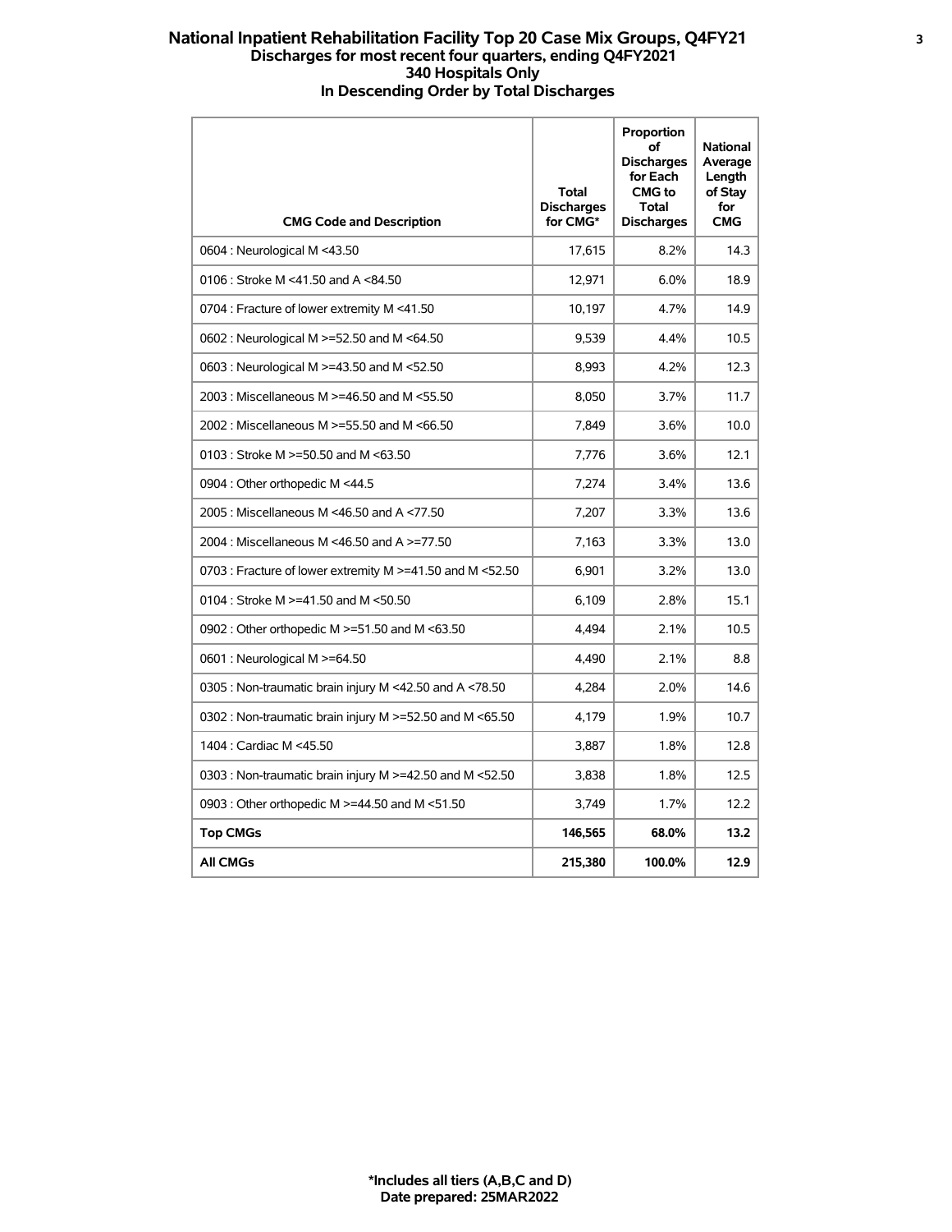# National Inpatient Rehabilitation Facility Top 20 Case Mix Groups, Q4FY21

**Discharges for most recent four quarters, ending Q4FY2021**
**340 Hospitals Only**
**In Descending Order by Total Discharges**

| CMG Code and Description | Total Discharges for CMG* | Proportion of Discharges for Each CMG to Total Discharges | National Average Length of Stay for CMG |
|---|---|---|---|
| 0604 : Neurological M <43.50 | 17,615 | 8.2% | 14.3 |
| 0106 : Stroke M <41.50 and A <84.50 | 12,971 | 6.0% | 18.9 |
| 0704 : Fracture of lower extremity M <41.50 | 10,197 | 4.7% | 14.9 |
| 0602 : Neurological M >=52.50 and M <64.50 | 9,539 | 4.4% | 10.5 |
| 0603 : Neurological M >=43.50 and M <52.50 | 8,993 | 4.2% | 12.3 |
| 2003 : Miscellaneous M >=46.50 and M <55.50 | 8,050 | 3.7% | 11.7 |
| 2002 : Miscellaneous M >=55.50 and M <66.50 | 7,849 | 3.6% | 10.0 |
| 0103 : Stroke M >=50.50 and M <63.50 | 7,776 | 3.6% | 12.1 |
| 0904 : Other orthopedic M <44.5 | 7,274 | 3.4% | 13.6 |
| 2005 : Miscellaneous M <46.50 and A <77.50 | 7,207 | 3.3% | 13.6 |
| 2004 : Miscellaneous M <46.50 and A >=77.50 | 7,163 | 3.3% | 13.0 |
| 0703 : Fracture of lower extremity M >=41.50 and M <52.50 | 6,901 | 3.2% | 13.0 |
| 0104 : Stroke M >=41.50 and M <50.50 | 6,109 | 2.8% | 15.1 |
| 0902 : Other orthopedic M >=51.50 and M <63.50 | 4,494 | 2.1% | 10.5 |
| 0601 : Neurological M >=64.50 | 4,490 | 2.1% | 8.8 |
| 0305 : Non-traumatic brain injury M <42.50 and A <78.50 | 4,284 | 2.0% | 14.6 |
| 0302 : Non-traumatic brain injury M >=52.50 and M <65.50 | 4,179 | 1.9% | 10.7 |
| 1404 : Cardiac M <45.50 | 3,887 | 1.8% | 12.8 |
| 0303 : Non-traumatic brain injury M >=42.50 and M <52.50 | 3,838 | 1.8% | 12.5 |
| 0903 : Other orthopedic M >=44.50 and M <51.50 | 3,749 | 1.7% | 12.2 |
| **Top CMGs** | **146,565** | **68.0%** | **13.2** |
| **All CMGs** | **215,380** | **100.0%** | **12.9** |

**\*Includes all tiers (A,B,C and D)**
**Date prepared: 25MAR2022**